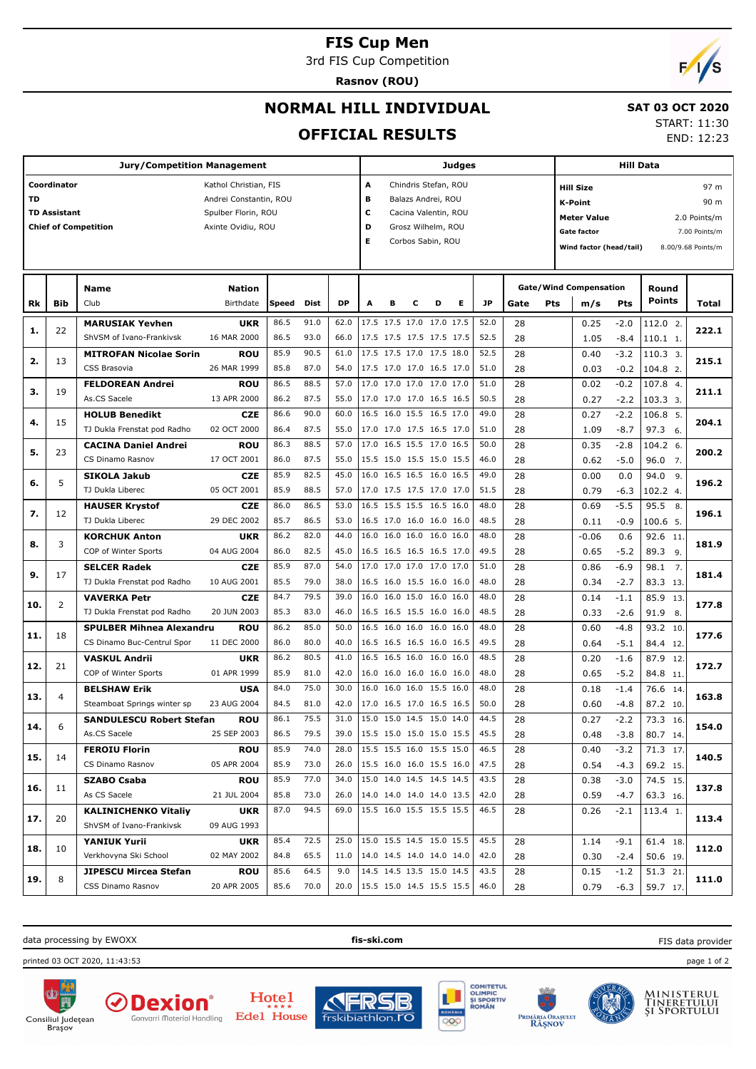# FIS Cup Men

3rd FIS Cup Competition

**Rasnov (ROU)**

## NORMAL HILL INDIVIDUAL

## OFFICIAL RESULTS

**SAT 03 OCT 2020**

START: 11:30

END: 12:23

| Jury/Competition Management | | Judges | | Hill Data | |
|---|---|---|---|---|---|
| Coordinator | Kathol Christian, FIS | A | Chindris Stefan, ROU | Hill Size | 97 m |
| TD | Andrei Constantin, ROU | B | Balazs Andrei, ROU | K-Point | 90 m |
| TD Assistant | Spulber Florin, ROU | C | Cacina Valentin, ROU | Meter Value | 2.0 Points/m |
| Chief of Competition | Axinte Ovidiu, ROU | D | Grosz Wilhelm, ROU | Gate factor | 7.00 Points/m |
| | | E | Corbos Sabin, ROU | Wind factor (head/tail) | 8.00/9.68 Points/m |

| Rk | Bib | Name / Club | Nation / Birthdate | Speed | Dist | DP | A | B | C | D | E | JP | Gate | Pts | m/s | Pts | Round Points | Total |
|---|---|---|---|---|---|---|---|---|---|---|---|---|---|---|---|---|---|---|
| 1. | 22 | **MARUSIAK Yevhen** | **UKR** | 86.5 | 91.0 | 62.0 | 17.5 | 17.5 | 17.0 | 17.0 | 17.5 | 52.0 | 28 | | 0.25 | -2.0 | 112.0 2. | **222.1** |
| | | ShVSM of Ivano-Frankivsk | 16 MAR 2000 | 86.5 | 93.0 | 66.0 | 17.5 | 17.5 | 17.5 | 17.5 | 17.5 | 52.5 | 28 | | 1.05 | -8.4 | 110.1 1. | |
| 2. | 13 | **MITROFAN Nicolae Sorin** | **ROU** | 85.9 | 90.5 | 61.0 | 17.5 | 17.5 | 17.0 | 17.5 | 18.0 | 52.5 | 28 | | 0.40 | -3.2 | 110.3 3. | **215.1** |
| | | CSS Brasovia | 26 MAR 1999 | 85.8 | 87.0 | 54.0 | 17.5 | 17.0 | 17.0 | 16.5 | 17.0 | 51.0 | 28 | | 0.03 | -0.2 | 104.8 2. | |
| 3. | 19 | **FLOREAN Andrei** | **ROU** | 86.5 | 88.5 | 57.0 | 17.0 | 17.0 | 17.0 | 17.0 | 17.0 | 51.0 | 28 | | 0.02 | -0.2 | 107.8 4. | **211.1** |
| | | As.CS Sacele | 13 APR 2000 | 86.2 | 87.5 | 55.0 | 17.0 | 17.0 | 17.0 | 16.5 | 16.5 | 50.5 | 28 | | 0.27 | -2.2 | 103.3 3. | |
| 4. | 15 | **HOLUB Benedikt** | **CZE** | 86.6 | 90.0 | 60.0 | 16.5 | 16.0 | 15.5 | 16.5 | 17.0 | 49.0 | 28 | | 0.27 | -2.2 | 106.8 5. | **204.1** |
| | | TJ Dukla Frenstat pod Radho | 02 OCT 2000 | 86.4 | 87.5 | 55.0 | 17.0 | 17.0 | 17.5 | 16.5 | 17.0 | 51.0 | 28 | | 1.09 | -8.7 | 97.3 6. | |
| 5. | 23 | **CACINA Daniel Andrei** | **ROU** | 86.3 | 88.5 | 57.0 | 17.0 | 16.5 | 15.5 | 17.0 | 16.5 | 50.0 | 28 | | 0.35 | -2.8 | 104.2 6. | **200.2** |
| | | CS Dinamo Rasnov | 17 OCT 2001 | 86.0 | 87.5 | 55.0 | 15.5 | 15.0 | 15.5 | 15.0 | 15.5 | 46.0 | 28 | | 0.62 | -5.0 | 96.0 7. | |
| 6. | 5 | **SIKOLA Jakub** | **CZE** | 85.9 | 82.5 | 45.0 | 16.0 | 16.5 | 16.5 | 16.0 | 16.5 | 49.0 | 28 | | 0.00 | 0.0 | 94.0 9. | **196.2** |
| | | TJ Dukla Liberec | 05 OCT 2001 | 85.9 | 88.5 | 57.0 | 17.0 | 17.5 | 17.5 | 17.0 | 17.0 | 51.5 | 28 | | 0.79 | -6.3 | 102.2 4. | |
| 7. | 12 | **HAUSER Krystof** | **CZE** | 86.0 | 86.5 | 53.0 | 16.5 | 15.5 | 15.5 | 16.5 | 16.0 | 48.0 | 28 | | 0.69 | -5.5 | 95.5 8. | **196.1** |
| | | TJ Dukla Liberec | 29 DEC 2002 | 85.7 | 86.5 | 53.0 | 16.5 | 17.0 | 16.0 | 16.0 | 16.0 | 48.5 | 28 | | 0.11 | -0.9 | 100.6 5. | |
| 8. | 3 | **KORCHUK Anton** | **UKR** | 86.2 | 82.0 | 44.0 | 16.0 | 16.0 | 16.0 | 16.0 | 16.0 | 48.0 | 28 | | -0.06 | 0.6 | 92.6 11. | **181.9** |
| | | COP of Winter Sports | 04 AUG 2004 | 86.0 | 82.5 | 45.0 | 16.5 | 16.5 | 16.5 | 16.5 | 17.0 | 49.5 | 28 | | 0.65 | -5.2 | 89.3 9. | |
| 9. | 17 | **SELCER Radek** | **CZE** | 85.9 | 87.0 | 54.0 | 17.0 | 17.0 | 17.0 | 17.0 | 17.0 | 51.0 | 28 | | 0.86 | -6.9 | 98.1 7. | **181.4** |
| | | TJ Dukla Frenstat pod Radho | 10 AUG 2001 | 85.5 | 79.0 | 38.0 | 16.5 | 16.0 | 15.5 | 16.0 | 16.0 | 48.0 | 28 | | 0.34 | -2.7 | 83.3 13. | |
| 10. | 2 | **VAVERKA Petr** | **CZE** | 84.7 | 79.5 | 39.0 | 16.0 | 16.0 | 15.0 | 16.0 | 16.0 | 48.0 | 28 | | 0.14 | -1.1 | 85.9 13. | **177.8** |
| | | TJ Dukla Frenstat pod Radho | 20 JUN 2003 | 85.3 | 83.0 | 46.0 | 16.5 | 16.5 | 15.5 | 16.0 | 16.0 | 48.5 | 28 | | 0.33 | -2.6 | 91.9 8. | |
| 11. | 18 | **SPULBER Mihnea Alexandru** | **ROU** | 86.2 | 85.0 | 50.0 | 16.5 | 16.0 | 16.0 | 16.0 | 16.0 | 48.0 | 28 | | 0.60 | -4.8 | 93.2 10. | **177.6** |
| | | CS Dinamo Buc-Centrul Spor | 11 DEC 2000 | 86.0 | 80.0 | 40.0 | 16.5 | 16.5 | 16.5 | 16.0 | 16.5 | 49.5 | 28 | | 0.64 | -5.1 | 84.4 12. | |
| 12. | 21 | **VASKUL Andrii** | **UKR** | 86.2 | 80.5 | 41.0 | 16.5 | 16.5 | 16.0 | 16.0 | 16.0 | 48.5 | 28 | | 0.20 | -1.6 | 87.9 12. | **172.7** |
| | | COP of Winter Sports | 01 APR 1999 | 85.9 | 81.0 | 42.0 | 16.0 | 16.0 | 16.0 | 16.0 | 16.0 | 48.0 | 28 | | 0.65 | -5.2 | 84.8 11. | |
| 13. | 4 | **BELSHAW Erik** | **USA** | 84.0 | 75.0 | 30.0 | 16.0 | 16.0 | 16.0 | 15.5 | 16.0 | 48.0 | 28 | | 0.18 | -1.4 | 76.6 14. | **163.8** |
| | | Steamboat Springs winter sp | 23 AUG 2004 | 84.5 | 81.0 | 42.0 | 17.0 | 16.5 | 17.0 | 16.5 | 16.5 | 50.0 | 28 | | 0.60 | -4.8 | 87.2 10. | |
| 14. | 6 | **SANDULESCU Robert Stefan** | **ROU** | 86.1 | 75.5 | 31.0 | 15.0 | 15.0 | 14.5 | 15.0 | 14.0 | 44.5 | 28 | | 0.27 | -2.2 | 73.3 16. | **154.0** |
| | | As.CS Sacele | 25 SEP 2003 | 86.5 | 79.5 | 39.0 | 15.5 | 15.0 | 15.0 | 15.0 | 15.5 | 45.5 | 28 | | 0.48 | -3.8 | 80.7 14. | |
| 15. | 14 | **FEROIU Florin** | **ROU** | 85.9 | 74.0 | 28.0 | 15.5 | 15.5 | 16.0 | 15.5 | 15.0 | 46.5 | 28 | | 0.40 | -3.2 | 71.3 17. | **140.5** |
| | | CS Dinamo Rasnov | 05 APR 2004 | 85.9 | 73.0 | 26.0 | 15.5 | 16.0 | 16.0 | 15.5 | 16.0 | 47.5 | 28 | | 0.54 | -4.3 | 69.2 15. | |
| 16. | 11 | **SZABO Csaba** | **ROU** | 85.9 | 77.0 | 34.0 | 15.0 | 14.0 | 14.5 | 14.5 | 14.5 | 43.5 | 28 | | 0.38 | -3.0 | 74.5 15. | **137.8** |
| | | As CS Sacele | 21 JUL 2004 | 85.8 | 73.0 | 26.0 | 14.0 | 14.0 | 14.0 | 14.0 | 13.5 | 42.0 | 28 | | 0.59 | -4.7 | 63.3 16. | |
| 17. | 20 | **KALINICHENKO Vitaliy** | **UKR** | 87.0 | 94.5 | 69.0 | 15.5 | 16.0 | 15.5 | 15.5 | 15.5 | 46.5 | 28 | | 0.26 | -2.1 | 113.4 1. | **113.4** |
| | | ShVSM of Ivano-Frankivsk | 09 AUG 1993 | | | | | | | | | | | | | | | |
| 18. | 10 | **YANIUK Yurii** | **UKR** | 85.4 | 72.5 | 25.0 | 15.0 | 15.5 | 14.5 | 15.0 | 15.5 | 45.5 | 28 | | 1.14 | -9.1 | 61.4 18. | **112.0** |
| | | Verkhovyna Ski School | 02 MAY 2002 | 84.8 | 65.5 | 11.0 | 14.0 | 14.5 | 14.0 | 14.0 | 14.0 | 42.0 | 28 | | 0.30 | -2.4 | 50.6 19. | |
| 19. | 8 | **JIPESCU Mircea Stefan** | **ROU** | 85.6 | 64.5 | 9.0 | 14.5 | 14.5 | 13.5 | 15.0 | 14.5 | 43.5 | 28 | | 0.15 | -1.2 | 51.3 21. | **111.0** |
| | | CSS Dinamo Rasnov | 20 APR 2005 | 85.6 | 70.0 | 20.0 | 15.5 | 15.0 | 14.5 | 15.5 | 15.5 | 46.0 | 28 | | 0.79 | -6.3 | 59.7 17. | |

data processing by EWOXX | fis-ski.com | FIS data provider

printed 03 OCT 2020, 11:43:53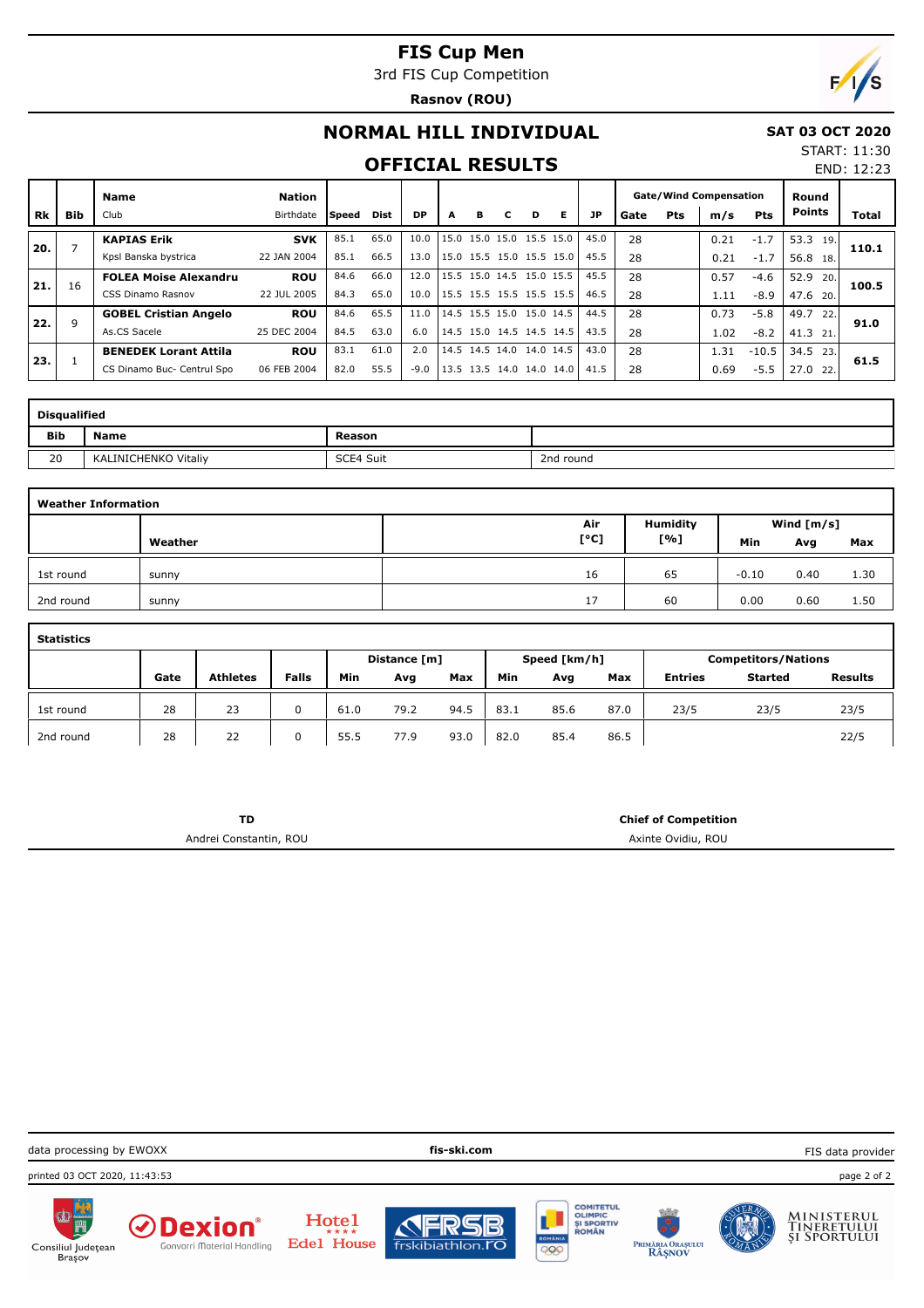# FIS Cup Men

3rd FIS Cup Competition

**Rasnov (ROU)**

## NORMAL HILL INDIVIDUAL

**SAT 03 OCT 2020**

START: 11:30
END: 12:23

## OFFICIAL RESULTS

| Rk | Bib | Name / Club | Nation / Birthdate | Speed | Dist | DP | A | B | C | D | E | JP | Gate | Pts | m/s | Pts | Round Points | Total |
|---|---|---|---|---|---|---|---|---|---|---|---|---|---|---|---|---|---|---|
| 20. | 7 | **KAPIAS Erik** | **SVK** | 85.1 | 65.0 | 10.0 | 15.0 | 15.0 | 15.0 | 15.5 | 15.0 | 45.0 | 28 | | 0.21 | -1.7 | 53.3 19. | **110.1** |
| | | Kpsl Banska bystrica | 22 JAN 2004 | 85.1 | 66.5 | 13.0 | 15.0 | 15.5 | 15.0 | 15.5 | 15.0 | 45.5 | 28 | | 0.21 | -1.7 | 56.8 18. | |
| 21. | 16 | **FOLEA Moise Alexandru** | **ROU** | 84.6 | 66.0 | 12.0 | 15.5 | 15.0 | 14.5 | 15.0 | 15.5 | 45.5 | 28 | | 0.57 | -4.6 | 52.9 20. | **100.5** |
| | | CSS Dinamo Rasnov | 22 JUL 2005 | 84.3 | 65.0 | 10.0 | 15.5 | 15.5 | 15.5 | 15.5 | 15.5 | 46.5 | 28 | | 1.11 | -8.9 | 47.6 20. | |
| 22. | 9 | **GOBEL Cristian Angelo** | **ROU** | 84.6 | 65.5 | 11.0 | 14.5 | 15.5 | 15.0 | 15.0 | 14.5 | 44.5 | 28 | | 0.73 | -5.8 | 49.7 22. | **91.0** |
| | | As.CS Sacele | 25 DEC 2004 | 84.5 | 63.0 | 6.0 | 14.5 | 15.0 | 14.5 | 14.5 | 14.5 | 43.5 | 28 | | 1.02 | -8.2 | 41.3 21. | |
| 23. | 1 | **BENEDEK Lorant Attila** | **ROU** | 83.1 | 61.0 | 2.0 | 14.5 | 14.5 | 14.0 | 14.0 | 14.5 | 43.0 | 28 | | 1.31 | -10.5 | 34.5 23. | **61.5** |
| | | CS Dinamo Buc- Centrul Spo | 06 FEB 2004 | 82.0 | 55.5 | -9.0 | 13.5 | 13.5 | 14.0 | 14.0 | 14.0 | 41.5 | 28 | | 0.69 | -5.5 | 27.0 22. | |

Gate/Wind Compensation: Gate, Pts, m/s, Pts

### Disqualified

| Bib | Name | Reason | |
|---|---|---|---|
| 20 | KALINICHENKO Vitaliy | SCE4 Suit | 2nd round |

### Weather Information

| | Weather | Air [°C] | Humidity [%] | Wind [m/s] Min | Avg | Max |
|---|---|---|---|---|---|---|
| 1st round | sunny | 16 | 65 | -0.10 | 0.40 | 1.30 |
| 2nd round | sunny | 17 | 60 | 0.00 | 0.60 | 1.50 |

### Statistics

| | Gate | Athletes | Falls | Distance [m] Min | Avg | Max | Speed [km/h] Min | Avg | Max | Competitors/Nations Entries | Started | Results |
|---|---|---|---|---|---|---|---|---|---|---|---|---|
| 1st round | 28 | 23 | 0 | 61.0 | 79.2 | 94.5 | 83.1 | 85.6 | 87.0 | 23/5 | 23/5 | 23/5 |
| 2nd round | 28 | 22 | 0 | 55.5 | 77.9 | 93.0 | 82.0 | 85.4 | 86.5 | | | 22/5 |

**TD**
Andrei Constantin, ROU

**Chief of Competition**
Axinte Ovidiu, ROU

data processing by EWOXX | **fis-ski.com** | FIS data provider

printed 03 OCT 2020, 11:43:53